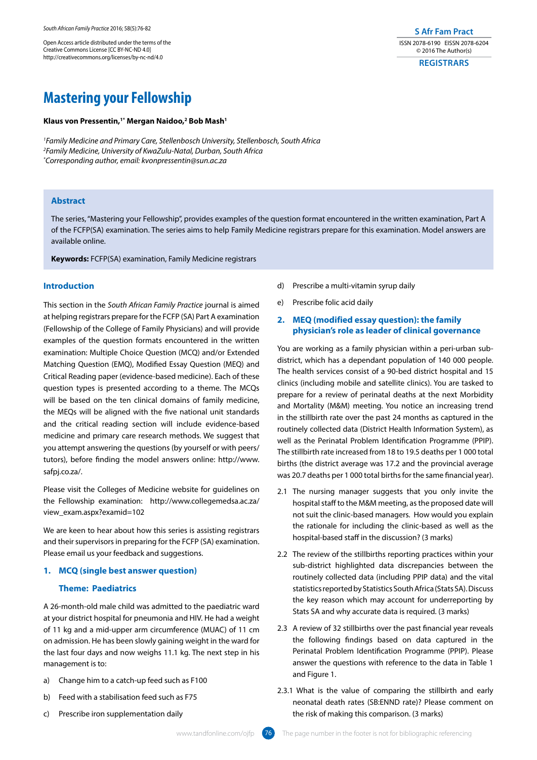# Mastering your Fellowship

**Klaus von Pressentin,[1*] Mergan Naidoo,[2] Bob Mash[1]**

[1] *Family Medicine and Primary Care, Stellenbosch University, Stellenbosch, South Africa*
[2] *Family Medicine, University of KwaZulu-Natal, Durban, South Africa*
[*] *Corresponding author, email: kvonpressentin@sun.ac.za*

## Abstract

The series, "Mastering your Fellowship", provides examples of the question format encountered in the written examination, Part A of the FCFP(SA) examination. The series aims to help Family Medicine registrars prepare for this examination. Model answers are available online.

**Keywords:** FCFP(SA) examination, Family Medicine registrars

## Introduction

This section in the *South African Family Practice* journal is aimed at helping registrars prepare for the FCFP (SA) Part A examination (Fellowship of the College of Family Physicians) and will provide examples of the question formats encountered in the written examination: Multiple Choice Question (MCQ) and/or Extended Matching Question (EMQ), Modified Essay Question (MEQ) and Critical Reading paper (evidence-based medicine). Each of these question types is presented according to a theme. The MCQs will be based on the ten clinical domains of family medicine, the MEQs will be aligned with the five national unit standards and the critical reading section will include evidence-based medicine and primary care research methods. We suggest that you attempt answering the questions (by yourself or with peers/tutors), before finding the model answers online: http://www.safpj.co.za/.

Please visit the Colleges of Medicine website for guidelines on the Fellowship examination: http://www.collegemedsa.ac.za/view_exam.aspx?examid=102

We are keen to hear about how this series is assisting registrars and their supervisors in preparing for the FCFP (SA) examination. Please email us your feedback and suggestions.

## 1. MCQ (single best answer question)

### Theme: Paediatrics

A 26-month-old male child was admitted to the paediatric ward at your district hospital for pneumonia and HIV. He had a weight of 11 kg and a mid-upper arm circumference (MUAC) of 11 cm on admission. He has been slowly gaining weight in the ward for the last four days and now weighs 11.1 kg. The next step in his management is to:

a) Change him to a catch-up feed such as F100

b) Feed with a stabilisation feed such as F75

c) Prescribe iron supplementation daily

d) Prescribe a multi-vitamin syrup daily

e) Prescribe folic acid daily

## 2. MEQ (modified essay question): the family physician's role as leader of clinical governance

You are working as a family physician within a peri-urban sub-district, which has a dependant population of 140 000 people. The health services consist of a 90-bed district hospital and 15 clinics (including mobile and satellite clinics). You are tasked to prepare for a review of perinatal deaths at the next Morbidity and Mortality (M&M) meeting. You notice an increasing trend in the stillbirth rate over the past 24 months as captured in the routinely collected data (District Health Information System), as well as the Perinatal Problem Identification Programme (PPIP). The stillbirth rate increased from 18 to 19.5 deaths per 1 000 total births (the district average was 17.2 and the provincial average was 20.7 deaths per 1 000 total births for the same financial year).

2.1 The nursing manager suggests that you only invite the hospital staff to the M&M meeting, as the proposed date will not suit the clinic-based managers. How would you explain the rationale for including the clinic-based as well as the hospital-based staff in the discussion? (3 marks)

2.2 The review of the stillbirths reporting practices within your sub-district highlighted data discrepancies between the routinely collected data (including PPIP data) and the vital statistics reported by Statistics South Africa (Stats SA). Discuss the key reason which may account for underreporting by Stats SA and why accurate data is required. (3 marks)

2.3 A review of 32 stillbirths over the past financial year reveals the following findings based on data captured in the Perinatal Problem Identification Programme (PPIP). Please answer the questions with reference to the data in Table 1 and Figure 1.

2.3.1 What is the value of comparing the stillbirth and early neonatal death rates (SB:ENND rate)? Please comment on the risk of making this comparison. (3 marks)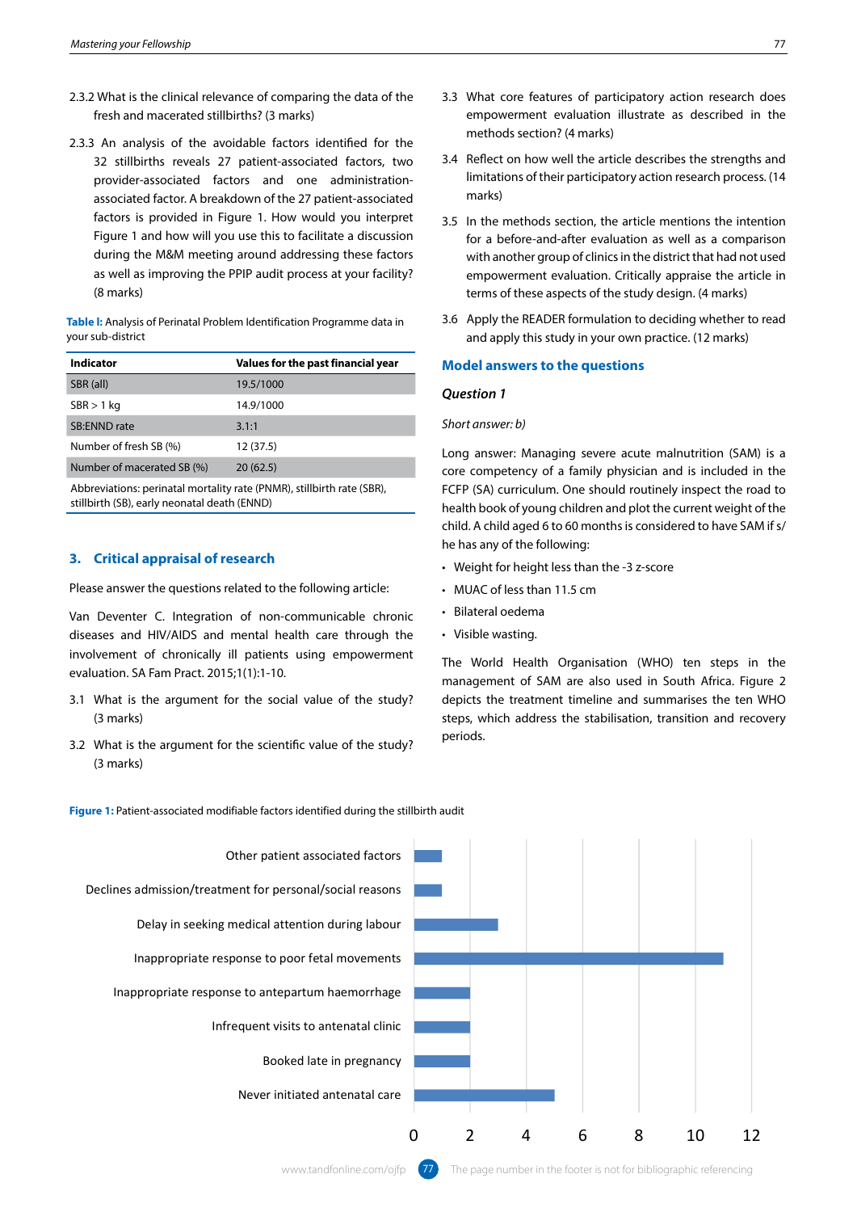2.3.2 What is the clinical relevance of comparing the data of the fresh and macerated stillbirths? (3 marks)

2.3.3 An analysis of the avoidable factors identified for the 32 stillbirths reveals 27 patient-associated factors, two provider-associated factors and one administration-associated factor. A breakdown of the 27 patient-associated factors is provided in Figure 1. How would you interpret Figure 1 and how will you use this to facilitate a discussion during the M&M meeting around addressing these factors as well as improving the PPIP audit process at your facility? (8 marks)

**Table I:** Analysis of Perinatal Problem Identification Programme data in your sub-district

| Indicator | Values for the past financial year |
|---|---|
| SBR (all) | 19.5/1000 |
| SBR > 1 kg | 14.9/1000 |
| SB:ENND rate | 3.1:1 |
| Number of fresh SB (%) | 12 (37.5) |
| Number of macerated SB (%) | 20 (62.5) |

Abbreviations: perinatal mortality rate (PNMR), stillbirth rate (SBR), stillbirth (SB), early neonatal death (ENND)

## 3. Critical appraisal of research

Please answer the questions related to the following article:

Van Deventer C. Integration of non-communicable chronic diseases and HIV/AIDS and mental health care through the involvement of chronically ill patients using empowerment evaluation. SA Fam Pract. 2015;1(1):1-10.

3.1 What is the argument for the social value of the study? (3 marks)

3.2 What is the argument for the scientific value of the study? (3 marks)

3.3 What core features of participatory action research does empowerment evaluation illustrate as described in the methods section? (4 marks)

3.4 Reflect on how well the article describes the strengths and limitations of their participatory action research process. (14 marks)

3.5 In the methods section, the article mentions the intention for a before-and-after evaluation as well as a comparison with another group of clinics in the district that had not used empowerment evaluation. Critically appraise the article in terms of these aspects of the study design. (4 marks)

3.6 Apply the READER formulation to deciding whether to read and apply this study in your own practice. (12 marks)

## Model answers to the questions

### Question 1

*Short answer: b)*

Long answer: Managing severe acute malnutrition (SAM) is a core competency of a family physician and is included in the FCFP (SA) curriculum. One should routinely inspect the road to health book of young children and plot the current weight of the child. A child aged 6 to 60 months is considered to have SAM if s/he has any of the following:

- Weight for height less than the -3 z-score
- MUAC of less than 11.5 cm
- Bilateral oedema
- Visible wasting.

The World Health Organisation (WHO) ten steps in the management of SAM are also used in South Africa. Figure 2 depicts the treatment timeline and summarises the ten WHO steps, which address the stabilisation, transition and recovery periods.

**Figure 1:** Patient-associated modifiable factors identified during the stillbirth audit

| Factor | Count |
|---|---|
| Other patient associated factors | 1 |
| Declines admission/treatment for personal/social reasons | 1 |
| Delay in seeking medical attention during labour | 3 |
| Inappropriate response to poor fetal movements | 11 |
| Inappropriate response to antepartum haemorrhage | 2 |
| Infrequent visits to antenatal clinic | 2 |
| Booked late in pregnancy | 2 |
| Never initiated antenatal care | 5 |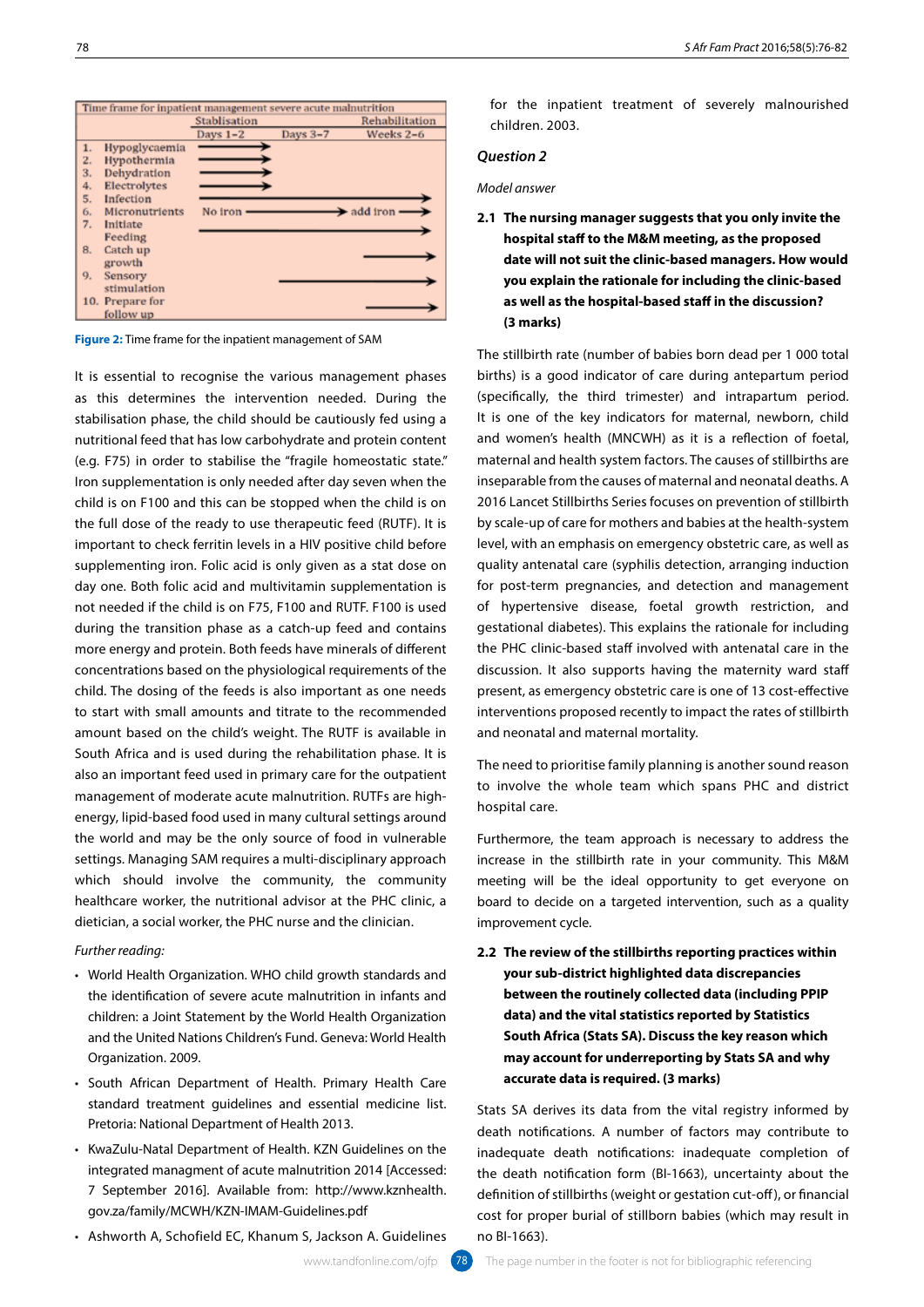| Time frame for inpatient management severe acute malnutrition | | | |
|---|---|---|---|
| | Stablisation | | Rehabilitation |
| | Days 1–2 | Days 3–7 | Weeks 2–6 |
| 1. Hypoglycaemia | ⟶ | | |
| 2. Hypothermia | ⟶ | | |
| 3. Dehydration | ⟶ | | |
| 4. Electrolytes | ⟶ | | |
| 5. Infection | ⟶ | ⟶ | |
| 6. Micronutrients | No iron ⟶ | ⟶ | add iron ⟶ |
| 7. Initiate Feeding | ⟶ | ⟶ | |
| 8. Catch up growth | | | ⟶ |
| 9. Sensory stimulation | | ⟶ | ⟶ |
| 10. Prepare for follow up | | | ⟶ |

**Figure 2:** Time frame for the inpatient management of SAM

It is essential to recognise the various management phases as this determines the intervention needed. During the stabilisation phase, the child should be cautiously fed using a nutritional feed that has low carbohydrate and protein content (e.g. F75) in order to stabilise the "fragile homeostatic state." Iron supplementation is only needed after day seven when the child is on F100 and this can be stopped when the child is on the full dose of the ready to use therapeutic feed (RUTF). It is important to check ferritin levels in a HIV positive child before supplementing iron. Folic acid is only given as a stat dose on day one. Both folic acid and multivitamin supplementation is not needed if the child is on F75, F100 and RUTF. F100 is used during the transition phase as a catch-up feed and contains more energy and protein. Both feeds have minerals of different concentrations based on the physiological requirements of the child. The dosing of the feeds is also important as one needs to start with small amounts and titrate to the recommended amount based on the child's weight. The RUTF is available in South Africa and is used during the rehabilitation phase. It is also an important feed used in primary care for the outpatient management of moderate acute malnutrition. RUTFs are high-energy, lipid-based food used in many cultural settings around the world and may be the only source of food in vulnerable settings. Managing SAM requires a multi-disciplinary approach which should involve the community, the community healthcare worker, the nutritional advisor at the PHC clinic, a dietician, a social worker, the PHC nurse and the clinician.

*Further reading:*

- World Health Organization. WHO child growth standards and the identification of severe acute malnutrition in infants and children: a Joint Statement by the World Health Organization and the United Nations Children's Fund. Geneva: World Health Organization. 2009.
- South African Department of Health. Primary Health Care standard treatment guidelines and essential medicine list. Pretoria: National Department of Health 2013.
- KwaZulu-Natal Department of Health. KZN Guidelines on the integrated managment of acute malnutrition 2014 [Accessed: 7 September 2016]. Available from: http://www.kznhealth.gov.za/family/MCWH/KZN-IMAM-Guidelines.pdf
- Ashworth A, Schofield EC, Khanum S, Jackson A. Guidelines for the inpatient treatment of severely malnourished children. 2003.

### *Question 2*

*Model answer*

**2.1 The nursing manager suggests that you only invite the hospital staff to the M&M meeting, as the proposed date will not suit the clinic-based managers. How would you explain the rationale for including the clinic-based as well as the hospital-based staff in the discussion? (3 marks)**

The stillbirth rate (number of babies born dead per 1 000 total births) is a good indicator of care during antepartum period (specifically, the third trimester) and intrapartum period. It is one of the key indicators for maternal, newborn, child and women's health (MNCWH) as it is a reflection of foetal, maternal and health system factors. The causes of stillbirths are inseparable from the causes of maternal and neonatal deaths. A 2016 Lancet Stillbirths Series focuses on prevention of stillbirth by scale-up of care for mothers and babies at the health-system level, with an emphasis on emergency obstetric care, as well as quality antenatal care (syphilis detection, arranging induction for post-term pregnancies, and detection and management of hypertensive disease, foetal growth restriction, and gestational diabetes). This explains the rationale for including the PHC clinic-based staff involved with antenatal care in the discussion. It also supports having the maternity ward staff present, as emergency obstetric care is one of 13 cost-effective interventions proposed recently to impact the rates of stillbirth and neonatal and maternal mortality.

The need to prioritise family planning is another sound reason to involve the whole team which spans PHC and district hospital care.

Furthermore, the team approach is necessary to address the increase in the stillbirth rate in your community. This M&M meeting will be the ideal opportunity to get everyone on board to decide on a targeted intervention, such as a quality improvement cycle.

**2.2 The review of the stillbirths reporting practices within your sub-district highlighted data discrepancies between the routinely collected data (including PPIP data) and the vital statistics reported by Statistics South Africa (Stats SA). Discuss the key reason which may account for underreporting by Stats SA and why accurate data is required. (3 marks)**

Stats SA derives its data from the vital registry informed by death notifications. A number of factors may contribute to inadequate death notifications: inadequate completion of the death notification form (BI-1663), uncertainty about the definition of stillbirths (weight or gestation cut-off), or financial cost for proper burial of stillborn babies (which may result in no BI-1663).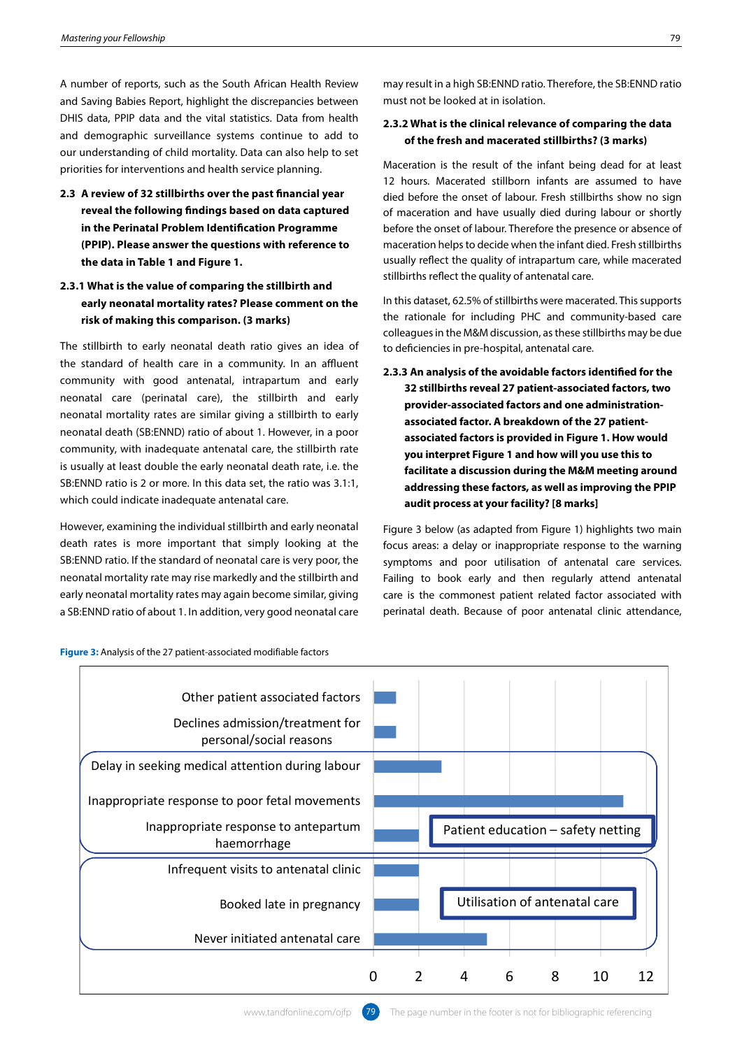A number of reports, such as the South African Health Review and Saving Babies Report, highlight the discrepancies between DHIS data, PPIP data and the vital statistics. Data from health and demographic surveillance systems continue to add to our understanding of child mortality. Data can also help to set priorities for interventions and health service planning.

**2.3 A review of 32 stillbirths over the past financial year reveal the following findings based on data captured in the Perinatal Problem Identification Programme (PPIP). Please answer the questions with reference to the data in Table 1 and Figure 1.**

**2.3.1 What is the value of comparing the stillbirth and early neonatal mortality rates? Please comment on the risk of making this comparison. (3 marks)**

The stillbirth to early neonatal death ratio gives an idea of the standard of health care in a community. In an affluent community with good antenatal, intrapartum and early neonatal care (perinatal care), the stillbirth and early neonatal mortality rates are similar giving a stillbirth to early neonatal death (SB:ENND) ratio of about 1. However, in a poor community, with inadequate antenatal care, the stillbirth rate is usually at least double the early neonatal death rate, i.e. the SB:ENND ratio is 2 or more. In this data set, the ratio was 3.1:1, which could indicate inadequate antenatal care.

However, examining the individual stillbirth and early neonatal death rates is more important that simply looking at the SB:ENND ratio. If the standard of neonatal care is very poor, the neonatal mortality rate may rise markedly and the stillbirth and early neonatal mortality rates may again become similar, giving a SB:ENND ratio of about 1. In addition, very good neonatal care may result in a high SB:ENND ratio. Therefore, the SB:ENND ratio must not be looked at in isolation.

**2.3.2 What is the clinical relevance of comparing the data of the fresh and macerated stillbirths? (3 marks)**

Maceration is the result of the infant being dead for at least 12 hours. Macerated stillborn infants are assumed to have died before the onset of labour. Fresh stillbirths show no sign of maceration and have usually died during labour or shortly before the onset of labour. Therefore the presence or absence of maceration helps to decide when the infant died. Fresh stillbirths usually reflect the quality of intrapartum care, while macerated stillbirths reflect the quality of antenatal care.

In this dataset, 62.5% of stillbirths were macerated. This supports the rationale for including PHC and community-based care colleagues in the M&M discussion, as these stillbirths may be due to deficiencies in pre-hospital, antenatal care.

**2.3.3 An analysis of the avoidable factors identified for the 32 stillbirths reveal 27 patient-associated factors, two provider-associated factors and one administration-associated factor. A breakdown of the 27 patient-associated factors is provided in Figure 1. How would you interpret Figure 1 and how will you use this to facilitate a discussion during the M&M meeting around addressing these factors, as well as improving the PPIP audit process at your facility? [8 marks]**

Figure 3 below (as adapted from Figure 1) highlights two main focus areas: a delay or inappropriate response to the warning symptoms and poor utilisation of antenatal care services. Failing to book early and then regularly attend antenatal care is the commonest patient related factor associated with perinatal death. Because of poor antenatal clinic attendance,

**Figure 3:** Analysis of the 27 patient-associated modifiable factors

| Factor | Count (approx.) | Group |
|---|---|---|
| Other patient associated factors | 1 | |
| Declines admission/treatment for personal/social reasons | 1 | |
| Delay in seeking medical attention during labour | 3 | Patient education – safety netting |
| Inappropriate response to poor fetal movements | 11 | Patient education – safety netting |
| Inappropriate response to antepartum haemorrhage | 2 | Patient education – safety netting |
| Infrequent visits to antenatal clinic | 2 | Utilisation of antenatal care |
| Booked late in pregnancy | 2 | Utilisation of antenatal care |
| Never initiated antenatal care | 5 | Utilisation of antenatal care |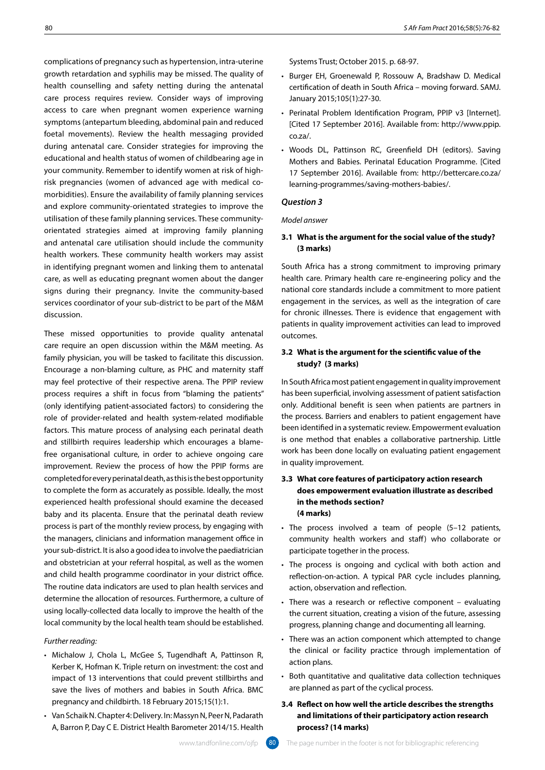complications of pregnancy such as hypertension, intra-uterine growth retardation and syphilis may be missed. The quality of health counselling and safety netting during the antenatal care process requires review. Consider ways of improving access to care when pregnant women experience warning symptoms (antepartum bleeding, abdominal pain and reduced foetal movements). Review the health messaging provided during antenatal care. Consider strategies for improving the educational and health status of women of childbearing age in your community. Remember to identify women at risk of high-risk pregnancies (women of advanced age with medical co-morbidities). Ensure the availability of family planning services and explore community-orientated strategies to improve the utilisation of these family planning services. These community-orientated strategies aimed at improving family planning and antenatal care utilisation should include the community health workers. These community health workers may assist in identifying pregnant women and linking them to antenatal care, as well as educating pregnant women about the danger signs during their pregnancy. Invite the community-based services coordinator of your sub-district to be part of the M&M discussion.

These missed opportunities to provide quality antenatal care require an open discussion within the M&M meeting. As family physician, you will be tasked to facilitate this discussion. Encourage a non-blaming culture, as PHC and maternity staff may feel protective of their respective arena. The PPIP review process requires a shift in focus from "blaming the patients" (only identifying patient-associated factors) to considering the role of provider-related and health system-related modifiable factors. This mature process of analysing each perinatal death and stillbirth requires leadership which encourages a blame-free organisational culture, in order to achieve ongoing care improvement. Review the process of how the PPIP forms are completed for every perinatal death, as this is the best opportunity to complete the form as accurately as possible. Ideally, the most experienced health professional should examine the deceased baby and its placenta. Ensure that the perinatal death review process is part of the monthly review process, by engaging with the managers, clinicians and information management office in your sub-district. It is also a good idea to involve the paediatrician and obstetrician at your referral hospital, as well as the women and child health programme coordinator in your district office. The routine data indicators are used to plan health services and determine the allocation of resources. Furthermore, a culture of using locally-collected data locally to improve the health of the local community by the local health team should be established.

*Further reading:*

- Michalow J, Chola L, McGee S, Tugendhaft A, Pattinson R, Kerber K, Hofman K. Triple return on investment: the cost and impact of 13 interventions that could prevent stillbirths and save the lives of mothers and babies in South Africa. BMC pregnancy and childbirth. 18 February 2015;15(1):1.
- Van Schaik N. Chapter 4: Delivery. In: Massyn N, Peer N, Padarath A, Barron P, Day C E. District Health Barometer 2014/15. Health Systems Trust; October 2015. p. 68-97.
- Burger EH, Groenewald P, Rossouw A, Bradshaw D. Medical certification of death in South Africa – moving forward. SAMJ. January 2015;105(1):27-30.
- Perinatal Problem Identification Program, PPIP v3 [Internet]. [Cited 17 September 2016]. Available from: http://www.ppip.co.za/.
- Woods DL, Pattinson RC, Greenfield DH (editors). Saving Mothers and Babies. Perinatal Education Programme. [Cited 17 September 2016]. Available from: http://bettercare.co.za/learning-programmes/saving-mothers-babies/.

### *Question 3*

*Model answer*

#### 3.1 What is the argument for the social value of the study? (3 marks)

South Africa has a strong commitment to improving primary health care. Primary health care re-engineering policy and the national core standards include a commitment to more patient engagement in the services, as well as the integration of care for chronic illnesses. There is evidence that engagement with patients in quality improvement activities can lead to improved outcomes.

#### 3.2 What is the argument for the scientific value of the study? (3 marks)

In South Africa most patient engagement in quality improvement has been superficial, involving assessment of patient satisfaction only. Additional benefit is seen when patients are partners in the process. Barriers and enablers to patient engagement have been identified in a systematic review. Empowerment evaluation is one method that enables a collaborative partnership. Little work has been done locally on evaluating patient engagement in quality improvement.

#### 3.3 What core features of participatory action research does empowerment evaluation illustrate as described in the methods section? (4 marks)

- The process involved a team of people (5–12 patients, community health workers and staff) who collaborate or participate together in the process.
- The process is ongoing and cyclical with both action and reflection-on-action. A typical PAR cycle includes planning, action, observation and reflection.
- There was a research or reflective component – evaluating the current situation, creating a vision of the future, assessing progress, planning change and documenting all learning.
- There was an action component which attempted to change the clinical or facility practice through implementation of action plans.
- Both quantitative and qualitative data collection techniques are planned as part of the cyclical process.

#### 3.4 Reflect on how well the article describes the strengths and limitations of their participatory action research process? (14 marks)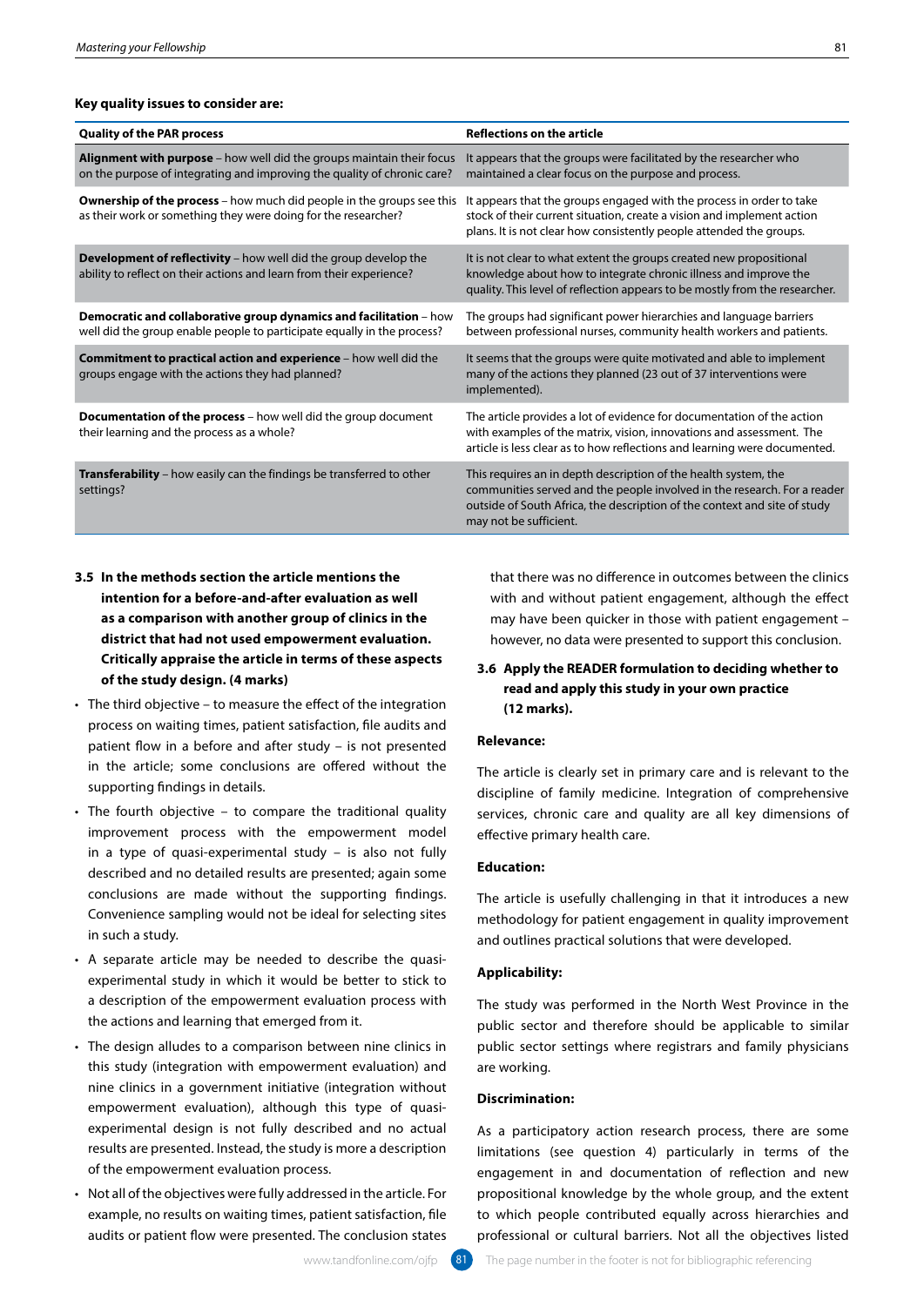**Key quality issues to consider are:**

| Quality of the PAR process | Reflections on the article |
|---|---|
| **Alignment with purpose** – how well did the groups maintain their focus on the purpose of integrating and improving the quality of chronic care? | It appears that the groups were facilitated by the researcher who maintained a clear focus on the purpose and process. |
| **Ownership of the process** – how much did people in the groups see this as their work or something they were doing for the researcher? | It appears that the groups engaged with the process in order to take stock of their current situation, create a vision and implement action plans. It is not clear how consistently people attended the groups. |
| **Development of reflectivity** – how well did the group develop the ability to reflect on their actions and learn from their experience? | It is not clear to what extent the groups created new propositional knowledge about how to integrate chronic illness and improve the quality. This level of reflection appears to be mostly from the researcher. |
| **Democratic and collaborative group dynamics and facilitation** – how well did the group enable people to participate equally in the process? | The groups had significant power hierarchies and language barriers between professional nurses, community health workers and patients. |
| **Commitment to practical action and experience** – how well did the groups engage with the actions they had planned? | It seems that the groups were quite motivated and able to implement many of the actions they planned (23 out of 37 interventions were implemented). |
| **Documentation of the process** – how well did the group document their learning and the process as a whole? | The article provides a lot of evidence for documentation of the action with examples of the matrix, vision, innovations and assessment. The article is less clear as to how reflections and learning were documented. |
| **Transferability** – how easily can the findings be transferred to other settings? | This requires an in depth description of the health system, the communities served and the people involved in the research. For a reader outside of South Africa, the description of the context and site of study may not be sufficient. |

**3.5 In the methods section the article mentions the intention for a before-and-after evaluation as well as a comparison with another group of clinics in the district that had not used empowerment evaluation. Critically appraise the article in terms of these aspects of the study design. (4 marks)**

- The third objective – to measure the effect of the integration process on waiting times, patient satisfaction, file audits and patient flow in a before and after study – is not presented in the article; some conclusions are offered without the supporting findings in details.
- The fourth objective – to compare the traditional quality improvement process with the empowerment model in a type of quasi-experimental study – is also not fully described and no detailed results are presented; again some conclusions are made without the supporting findings. Convenience sampling would not be ideal for selecting sites in such a study.
- A separate article may be needed to describe the quasi-experimental study in which it would be better to stick to a description of the empowerment evaluation process with the actions and learning that emerged from it.
- The design alludes to a comparison between nine clinics in this study (integration with empowerment evaluation) and nine clinics in a government initiative (integration without empowerment evaluation), although this type of quasi-experimental design is not fully described and no actual results are presented. Instead, the study is more a description of the empowerment evaluation process.
- Not all of the objectives were fully addressed in the article. For example, no results on waiting times, patient satisfaction, file audits or patient flow were presented. The conclusion states that there was no difference in outcomes between the clinics with and without patient engagement, although the effect may have been quicker in those with patient engagement – however, no data were presented to support this conclusion.

**3.6 Apply the READER formulation to deciding whether to read and apply this study in your own practice (12 marks).**

**Relevance:**

The article is clearly set in primary care and is relevant to the discipline of family medicine. Integration of comprehensive services, chronic care and quality are all key dimensions of effective primary health care.

**Education:**

The article is usefully challenging in that it introduces a new methodology for patient engagement in quality improvement and outlines practical solutions that were developed.

**Applicability:**

The study was performed in the North West Province in the public sector and therefore should be applicable to similar public sector settings where registrars and family physicians are working.

**Discrimination:**

As a participatory action research process, there are some limitations (see question 4) particularly in terms of the engagement in and documentation of reflection and new propositional knowledge by the whole group, and the extent to which people contributed equally across hierarchies and professional or cultural barriers. Not all the objectives listed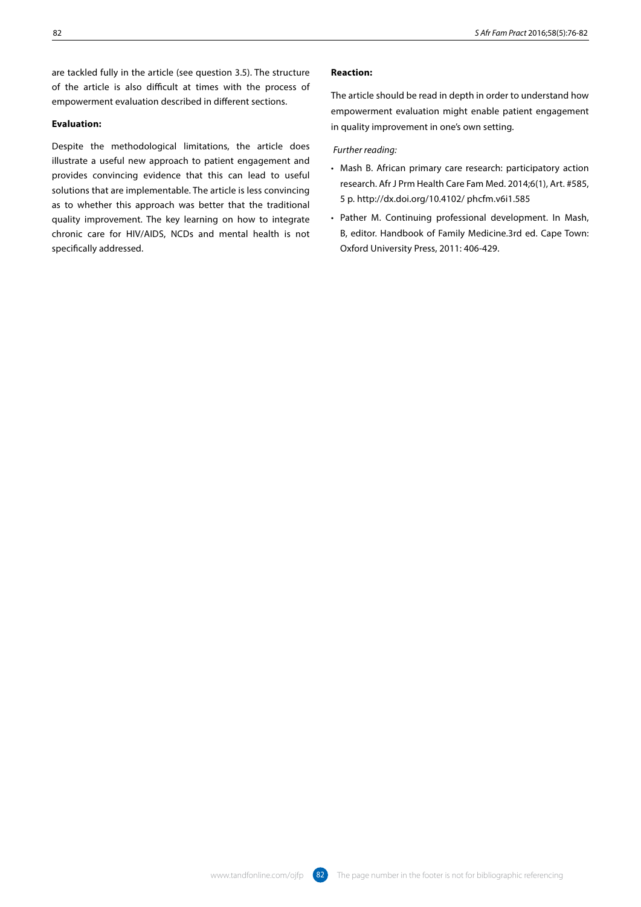are tackled fully in the article (see question 3.5). The structure of the article is also difficult at times with the process of empowerment evaluation described in different sections.

**Evaluation:**

Despite the methodological limitations, the article does illustrate a useful new approach to patient engagement and provides convincing evidence that this can lead to useful solutions that are implementable. The article is less convincing as to whether this approach was better that the traditional quality improvement. The key learning on how to integrate chronic care for HIV/AIDS, NCDs and mental health is not specifically addressed.

**Reaction:**

The article should be read in depth in order to understand how empowerment evaluation might enable patient engagement in quality improvement in one's own setting.

*Further reading:*

- Mash B. African primary care research: participatory action research. Afr J Prm Health Care Fam Med. 2014;6(1), Art. #585, 5 p. http://dx.doi.org/10.4102/ phcfm.v6i1.585
- Pather M. Continuing professional development. In Mash, B, editor. Handbook of Family Medicine.3rd ed. Cape Town: Oxford University Press, 2011: 406-429.